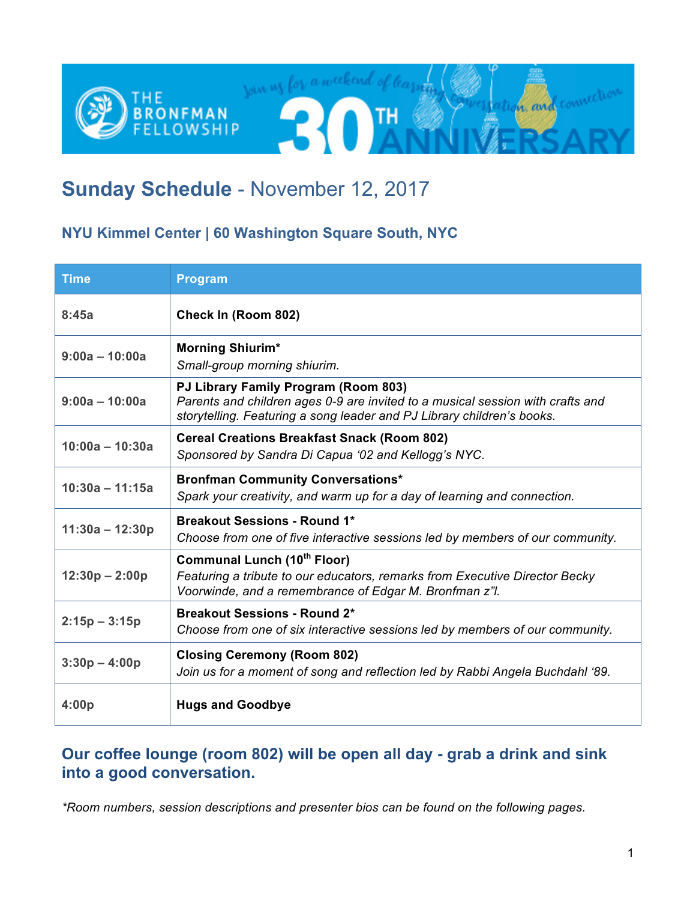# Sunday Schedule - November 12, 2017

### NYU Kimmel Center | 60 Washington Square South, NYC

| Time | Program |
|---|---|
| 8:45a | **Check In (Room 802)** |
| 9:00a – 10:00a | **Morning Shiurim***<br>*Small-group morning shiurim.* |
| 9:00a – 10:00a | **PJ Library Family Program (Room 803)**<br>*Parents and children ages 0-9 are invited to a musical session with crafts and storytelling. Featuring a song leader and PJ Library children's books.* |
| 10:00a – 10:30a | **Cereal Creations Breakfast Snack (Room 802)**<br>*Sponsored by Sandra Di Capua '02 and Kellogg's NYC.* |
| 10:30a – 11:15a | **Bronfman Community Conversations***<br>*Spark your creativity, and warm up for a day of learning and connection.* |
| 11:30a – 12:30p | **Breakout Sessions - Round 1***<br>*Choose from one of five interactive sessions led by members of our community.* |
| 12:30p – 2:00p | **Communal Lunch (10th Floor)**<br>*Featuring a tribute to our educators, remarks from Executive Director Becky Voorwinde, and a remembrance of Edgar M. Bronfman z"l.* |
| 2:15p – 3:15p | **Breakout Sessions - Round 2***<br>*Choose from one of six interactive sessions led by members of our community.* |
| 3:30p – 4:00p | **Closing Ceremony (Room 802)**<br>*Join us for a moment of song and reflection led by Rabbi Angela Buchdahl '89.* |
| 4:00p | **Hugs and Goodbye** |

### Our coffee lounge (room 802) will be open all day - grab a drink and sink into a good conversation.

*\*Room numbers, session descriptions and presenter bios can be found on the following pages.*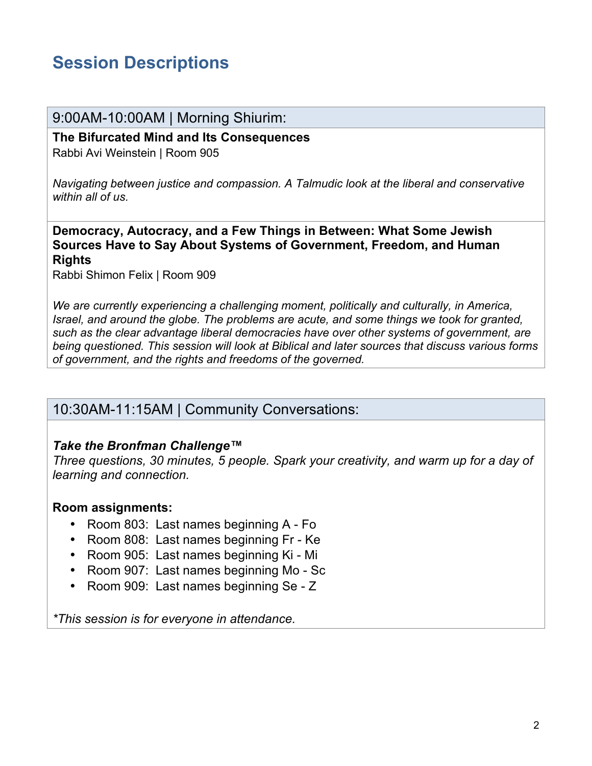# Session Descriptions

## 9:00AM-10:00AM | Morning Shiurim:

**The Bifurcated Mind and Its Consequences**
Rabbi Avi Weinstein | Room 905

*Navigating between justice and compassion. A Talmudic look at the liberal and conservative within all of us.*

**Democracy, Autocracy, and a Few Things in Between: What Some Jewish Sources Have to Say About Systems of Government, Freedom, and Human Rights**
Rabbi Shimon Felix | Room 909

*We are currently experiencing a challenging moment, politically and culturally, in America, Israel, and around the globe. The problems are acute, and some things we took for granted, such as the clear advantage liberal democracies have over other systems of government, are being questioned. This session will look at Biblical and later sources that discuss various forms of government, and the rights and freedoms of the governed.*

## 10:30AM-11:15AM | Community Conversations:

***Take the Bronfman Challenge™***
*Three questions, 30 minutes, 5 people. Spark your creativity, and warm up for a day of learning and connection.*

**Room assignments:**

- Room 803: Last names beginning A - Fo
- Room 808: Last names beginning Fr - Ke
- Room 905: Last names beginning Ki - Mi
- Room 907: Last names beginning Mo - Sc
- Room 909: Last names beginning Se - Z

**This session is for everyone in attendance.*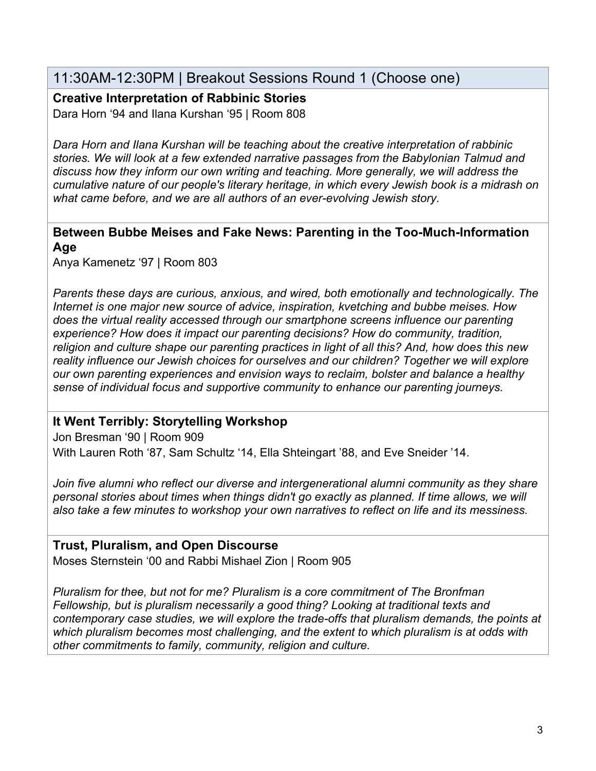## 11:30AM-12:30PM | Breakout Sessions Round 1 (Choose one)

### Creative Interpretation of Rabbinic Stories

Dara Horn '94 and Ilana Kurshan '95 | Room 808

*Dara Horn and Ilana Kurshan will be teaching about the creative interpretation of rabbinic stories. We will look at a few extended narrative passages from the Babylonian Talmud and discuss how they inform our own writing and teaching. More generally, we will address the cumulative nature of our people's literary heritage, in which every Jewish book is a midrash on what came before, and we are all authors of an ever-evolving Jewish story.*

### Between Bubbe Meises and Fake News: Parenting in the Too-Much-Information Age

Anya Kamenetz '97 | Room 803

*Parents these days are curious, anxious, and wired, both emotionally and technologically. The Internet is one major new source of advice, inspiration, kvetching and bubbe meises. How does the virtual reality accessed through our smartphone screens influence our parenting experience? How does it impact our parenting decisions? How do community, tradition, religion and culture shape our parenting practices in light of all this? And, how does this new reality influence our Jewish choices for ourselves and our children? Together we will explore our own parenting experiences and envision ways to reclaim, bolster and balance a healthy sense of individual focus and supportive community to enhance our parenting journeys.*

### It Went Terribly: Storytelling Workshop

Jon Bresman '90 | Room 909
With Lauren Roth '87, Sam Schultz '14, Ella Shteingart '88, and Eve Sneider '14.

*Join five alumni who reflect our diverse and intergenerational alumni community as they share personal stories about times when things didn't go exactly as planned. If time allows, we will also take a few minutes to workshop your own narratives to reflect on life and its messiness.*

### Trust, Pluralism, and Open Discourse

Moses Sternstein '00 and Rabbi Mishael Zion | Room 905

*Pluralism for thee, but not for me? Pluralism is a core commitment of The Bronfman Fellowship, but is pluralism necessarily a good thing? Looking at traditional texts and contemporary case studies, we will explore the trade-offs that pluralism demands, the points at which pluralism becomes most challenging, and the extent to which pluralism is at odds with other commitments to family, community, religion and culture.*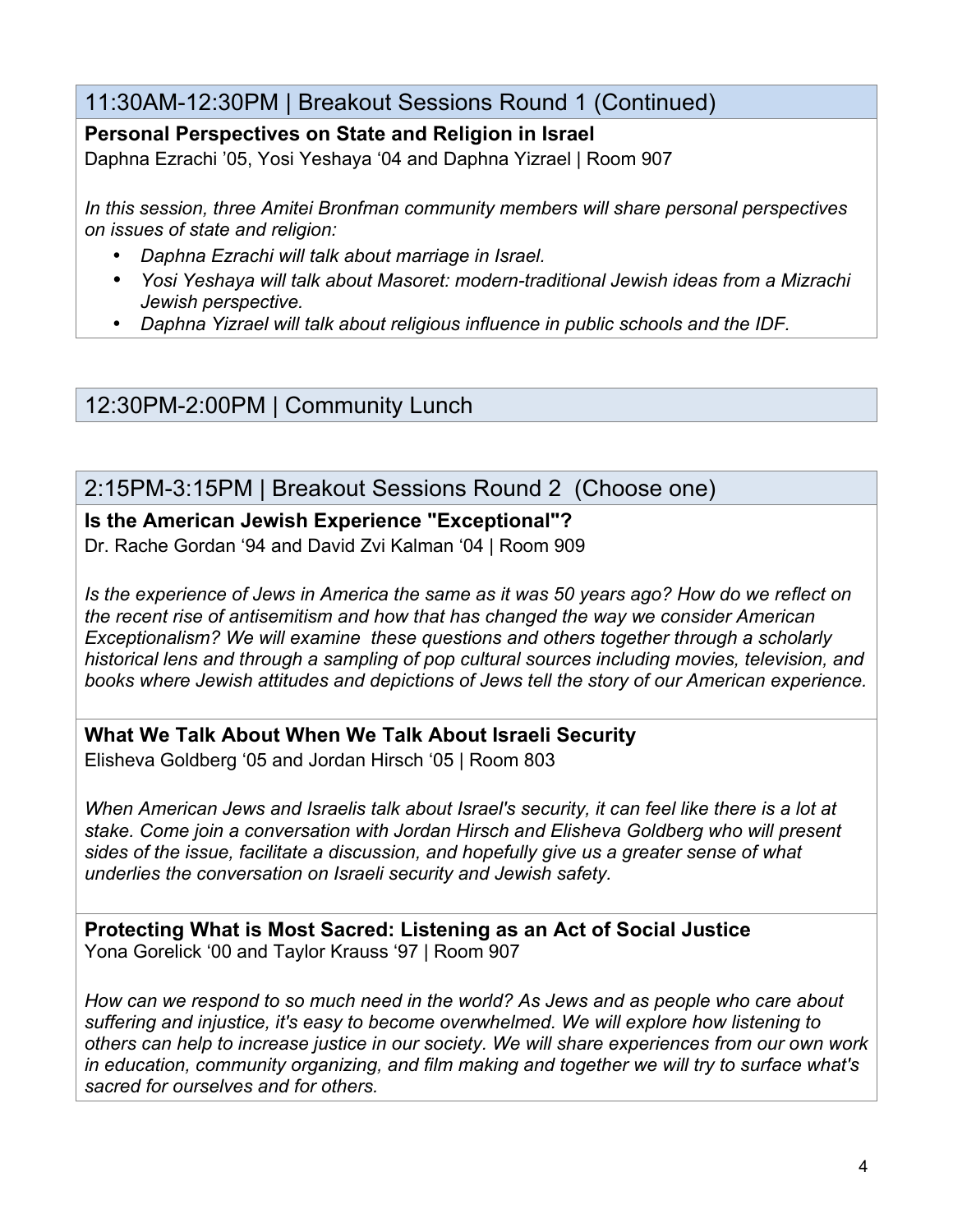## 11:30AM-12:30PM | Breakout Sessions Round 1 (Continued)

**Personal Perspectives on State and Religion in Israel**
Daphna Ezrachi ’05, Yosi Yeshaya ‘04 and Daphna Yizrael | Room 907

*In this session, three Amitei Bronfman community members will share personal perspectives on issues of state and religion:*

- *Daphna Ezrachi will talk about marriage in Israel.*
- *Yosi Yeshaya will talk about Masoret: modern-traditional Jewish ideas from a Mizrachi Jewish perspective.*
- *Daphna Yizrael will talk about religious influence in public schools and the IDF.*

## 12:30PM-2:00PM | Community Lunch

## 2:15PM-3:15PM | Breakout Sessions Round 2 (Choose one)

**Is the American Jewish Experience "Exceptional"?**
Dr. Rache Gordan ‘94 and David Zvi Kalman ‘04 | Room 909

*Is the experience of Jews in America the same as it was 50 years ago? How do we reflect on the recent rise of antisemitism and how that has changed the way we consider American Exceptionalism? We will examine these questions and others together through a scholarly historical lens and through a sampling of pop cultural sources including movies, television, and books where Jewish attitudes and depictions of Jews tell the story of our American experience.*

**What We Talk About When We Talk About Israeli Security**
Elisheva Goldberg ‘05 and Jordan Hirsch ‘05 | Room 803

*When American Jews and Israelis talk about Israel's security, it can feel like there is a lot at stake. Come join a conversation with Jordan Hirsch and Elisheva Goldberg who will present sides of the issue, facilitate a discussion, and hopefully give us a greater sense of what underlies the conversation on Israeli security and Jewish safety.*

**Protecting What is Most Sacred: Listening as an Act of Social Justice**
Yona Gorelick ‘00 and Taylor Krauss ‘97 | Room 907

*How can we respond to so much need in the world? As Jews and as people who care about suffering and injustice, it's easy to become overwhelmed. We will explore how listening to others can help to increase justice in our society. We will share experiences from our own work in education, community organizing, and film making and together we will try to surface what's sacred for ourselves and for others.*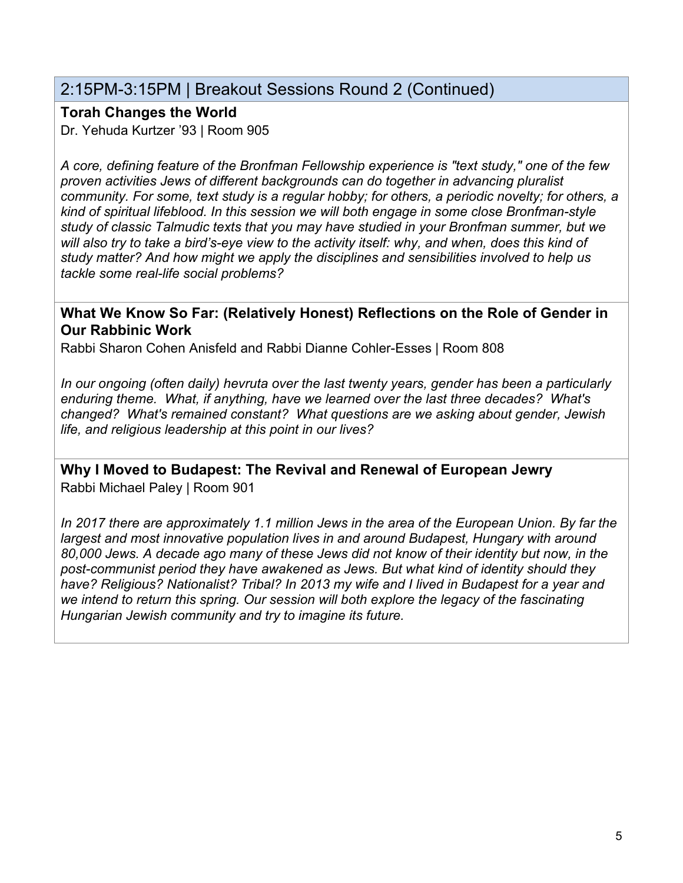## 2:15PM-3:15PM | Breakout Sessions Round 2 (Continued)

**Torah Changes the World**
Dr. Yehuda Kurtzer ’93 | Room 905

*A core, defining feature of the Bronfman Fellowship experience is "text study," one of the few proven activities Jews of different backgrounds can do together in advancing pluralist community. For some, text study is a regular hobby; for others, a periodic novelty; for others, a kind of spiritual lifeblood. In this session we will both engage in some close Bronfman-style study of classic Talmudic texts that you may have studied in your Bronfman summer, but we will also try to take a bird’s-eye view to the activity itself: why, and when, does this kind of study matter? And how might we apply the disciplines and sensibilities involved to help us tackle some real-life social problems?*

**What We Know So Far: (Relatively Honest) Reflections on the Role of Gender in Our Rabbinic Work**
Rabbi Sharon Cohen Anisfeld and Rabbi Dianne Cohler-Esses | Room 808

*In our ongoing (often daily) hevruta over the last twenty years, gender has been a particularly enduring theme. What, if anything, have we learned over the last three decades? What's changed? What's remained constant? What questions are we asking about gender, Jewish life, and religious leadership at this point in our lives?*

**Why I Moved to Budapest: The Revival and Renewal of European Jewry**
Rabbi Michael Paley | Room 901

*In 2017 there are approximately 1.1 million Jews in the area of the European Union. By far the largest and most innovative population lives in and around Budapest, Hungary with around 80,000 Jews. A decade ago many of these Jews did not know of their identity but now, in the post-communist period they have awakened as Jews. But what kind of identity should they have? Religious? Nationalist? Tribal? In 2013 my wife and I lived in Budapest for a year and we intend to return this spring. Our session will both explore the legacy of the fascinating Hungarian Jewish community and try to imagine its future.*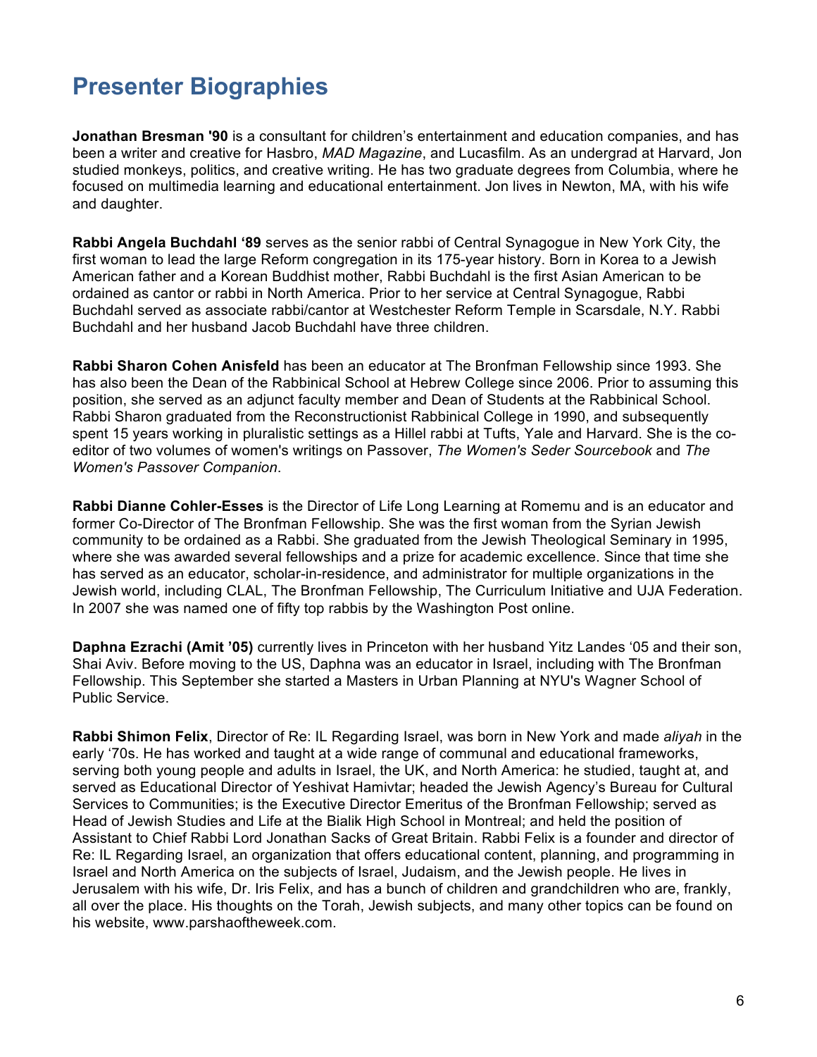# Presenter Biographies

**Jonathan Bresman '90** is a consultant for children's entertainment and education companies, and has been a writer and creative for Hasbro, *MAD Magazine*, and Lucasfilm. As an undergrad at Harvard, Jon studied monkeys, politics, and creative writing. He has two graduate degrees from Columbia, where he focused on multimedia learning and educational entertainment. Jon lives in Newton, MA, with his wife and daughter.

**Rabbi Angela Buchdahl '89** serves as the senior rabbi of Central Synagogue in New York City, the first woman to lead the large Reform congregation in its 175-year history. Born in Korea to a Jewish American father and a Korean Buddhist mother, Rabbi Buchdahl is the first Asian American to be ordained as cantor or rabbi in North America. Prior to her service at Central Synagogue, Rabbi Buchdahl served as associate rabbi/cantor at Westchester Reform Temple in Scarsdale, N.Y. Rabbi Buchdahl and her husband Jacob Buchdahl have three children.

**Rabbi Sharon Cohen Anisfeld** has been an educator at The Bronfman Fellowship since 1993. She has also been the Dean of the Rabbinical School at Hebrew College since 2006. Prior to assuming this position, she served as an adjunct faculty member and Dean of Students at the Rabbinical School. Rabbi Sharon graduated from the Reconstructionist Rabbinical College in 1990, and subsequently spent 15 years working in pluralistic settings as a Hillel rabbi at Tufts, Yale and Harvard. She is the co-editor of two volumes of women's writings on Passover, *The Women's Seder Sourcebook* and *The Women's Passover Companion*.

**Rabbi Dianne Cohler-Esses** is the Director of Life Long Learning at Romemu and is an educator and former Co-Director of The Bronfman Fellowship. She was the first woman from the Syrian Jewish community to be ordained as a Rabbi. She graduated from the Jewish Theological Seminary in 1995, where she was awarded several fellowships and a prize for academic excellence. Since that time she has served as an educator, scholar-in-residence, and administrator for multiple organizations in the Jewish world, including CLAL, The Bronfman Fellowship, The Curriculum Initiative and UJA Federation. In 2007 she was named one of fifty top rabbis by the Washington Post online.

**Daphna Ezrachi (Amit '05)** currently lives in Princeton with her husband Yitz Landes '05 and their son, Shai Aviv. Before moving to the US, Daphna was an educator in Israel, including with The Bronfman Fellowship. This September she started a Masters in Urban Planning at NYU's Wagner School of Public Service.

**Rabbi Shimon Felix**, Director of Re: IL Regarding Israel, was born in New York and made *aliyah* in the early '70s. He has worked and taught at a wide range of communal and educational frameworks, serving both young people and adults in Israel, the UK, and North America: he studied, taught at, and served as Educational Director of Yeshivat Hamivtar; headed the Jewish Agency's Bureau for Cultural Services to Communities; is the Executive Director Emeritus of the Bronfman Fellowship; served as Head of Jewish Studies and Life at the Bialik High School in Montreal; and held the position of Assistant to Chief Rabbi Lord Jonathan Sacks of Great Britain. Rabbi Felix is a founder and director of Re: IL Regarding Israel, an organization that offers educational content, planning, and programming in Israel and North America on the subjects of Israel, Judaism, and the Jewish people. He lives in Jerusalem with his wife, Dr. Iris Felix, and has a bunch of children and grandchildren who are, frankly, all over the place. His thoughts on the Torah, Jewish subjects, and many other topics can be found on his website, www.parshaoftheweek.com.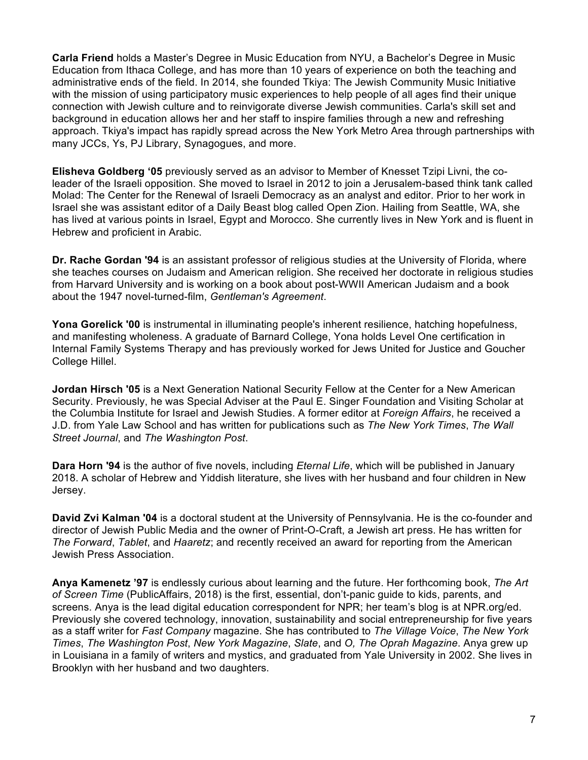**Carla Friend** holds a Master's Degree in Music Education from NYU, a Bachelor's Degree in Music Education from Ithaca College, and has more than 10 years of experience on both the teaching and administrative ends of the field. In 2014, she founded Tkiya: The Jewish Community Music Initiative with the mission of using participatory music experiences to help people of all ages find their unique connection with Jewish culture and to reinvigorate diverse Jewish communities. Carla's skill set and background in education allows her and her staff to inspire families through a new and refreshing approach. Tkiya's impact has rapidly spread across the New York Metro Area through partnerships with many JCCs, Ys, PJ Library, Synagogues, and more.

**Elisheva Goldberg '05** previously served as an advisor to Member of Knesset Tzipi Livni, the co-leader of the Israeli opposition. She moved to Israel in 2012 to join a Jerusalem-based think tank called Molad: The Center for the Renewal of Israeli Democracy as an analyst and editor. Prior to her work in Israel she was assistant editor of a Daily Beast blog called Open Zion. Hailing from Seattle, WA, she has lived at various points in Israel, Egypt and Morocco. She currently lives in New York and is fluent in Hebrew and proficient in Arabic.

**Dr. Rache Gordan '94** is an assistant professor of religious studies at the University of Florida, where she teaches courses on Judaism and American religion. She received her doctorate in religious studies from Harvard University and is working on a book about post-WWII American Judaism and a book about the 1947 novel-turned-film, *Gentleman's Agreement*.

**Yona Gorelick '00** is instrumental in illuminating people's inherent resilience, hatching hopefulness, and manifesting wholeness. A graduate of Barnard College, Yona holds Level One certification in Internal Family Systems Therapy and has previously worked for Jews United for Justice and Goucher College Hillel.

**Jordan Hirsch '05** is a Next Generation National Security Fellow at the Center for a New American Security. Previously, he was Special Adviser at the Paul E. Singer Foundation and Visiting Scholar at the Columbia Institute for Israel and Jewish Studies. A former editor at *Foreign Affairs*, he received a J.D. from Yale Law School and has written for publications such as *The New York Times*, *The Wall Street Journal*, and *The Washington Post*.

**Dara Horn '94** is the author of five novels, including *Eternal Life*, which will be published in January 2018. A scholar of Hebrew and Yiddish literature, she lives with her husband and four children in New Jersey.

**David Zvi Kalman '04** is a doctoral student at the University of Pennsylvania. He is the co-founder and director of Jewish Public Media and the owner of Print-O-Craft, a Jewish art press. He has written for *The Forward*, *Tablet*, and *Haaretz*; and recently received an award for reporting from the American Jewish Press Association.

**Anya Kamenetz '97** is endlessly curious about learning and the future. Her forthcoming book, *The Art of Screen Time* (PublicAffairs, 2018) is the first, essential, don't-panic guide to kids, parents, and screens. Anya is the lead digital education correspondent for NPR; her team's blog is at NPR.org/ed. Previously she covered technology, innovation, sustainability and social entrepreneurship for five years as a staff writer for *Fast Company* magazine. She has contributed to *The Village Voice*, *The New York Times*, *The Washington Post*, *New York Magazine*, *Slate*, and *O, The Oprah Magazine*. Anya grew up in Louisiana in a family of writers and mystics, and graduated from Yale University in 2002. She lives in Brooklyn with her husband and two daughters.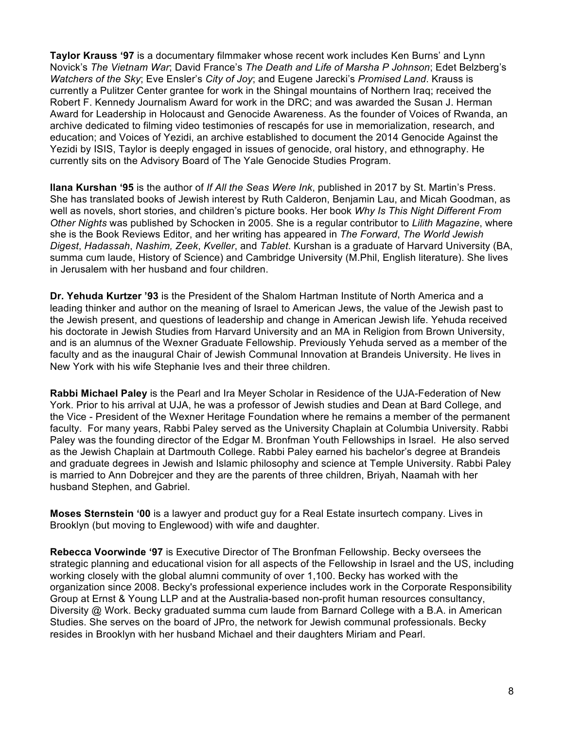**Taylor Krauss '97** is a documentary filmmaker whose recent work includes Ken Burns' and Lynn Novick's *The Vietnam War*; David France's *The Death and Life of Marsha P Johnson*; Edet Belzberg's *Watchers of the Sky*; Eve Ensler's *City of Joy*; and Eugene Jarecki's *Promised Land*. Krauss is currently a Pulitzer Center grantee for work in the Shingal mountains of Northern Iraq; received the Robert F. Kennedy Journalism Award for work in the DRC; and was awarded the Susan J. Herman Award for Leadership in Holocaust and Genocide Awareness. As the founder of Voices of Rwanda, an archive dedicated to filming video testimonies of rescapés for use in memorialization, research, and education; and Voices of Yezidi, an archive established to document the 2014 Genocide Against the Yezidi by ISIS, Taylor is deeply engaged in issues of genocide, oral history, and ethnography. He currently sits on the Advisory Board of The Yale Genocide Studies Program.

**Ilana Kurshan '95** is the author of *If All the Seas Were Ink*, published in 2017 by St. Martin's Press. She has translated books of Jewish interest by Ruth Calderon, Benjamin Lau, and Micah Goodman, as well as novels, short stories, and children's picture books. Her book *Why Is This Night Different From Other Nights* was published by Schocken in 2005. She is a regular contributor to *Lilith Magazine*, where she is the Book Reviews Editor, and her writing has appeared in *The Forward*, *The World Jewish Digest*, *Hadassah*, *Nashim, Zeek*, *Kveller*, and *Tablet*. Kurshan is a graduate of Harvard University (BA, summa cum laude, History of Science) and Cambridge University (M.Phil, English literature). She lives in Jerusalem with her husband and four children.

**Dr. Yehuda Kurtzer '93** is the President of the Shalom Hartman Institute of North America and a leading thinker and author on the meaning of Israel to American Jews, the value of the Jewish past to the Jewish present, and questions of leadership and change in American Jewish life. Yehuda received his doctorate in Jewish Studies from Harvard University and an MA in Religion from Brown University, and is an alumnus of the Wexner Graduate Fellowship. Previously Yehuda served as a member of the faculty and as the inaugural Chair of Jewish Communal Innovation at Brandeis University. He lives in New York with his wife Stephanie Ives and their three children.

**Rabbi Michael Paley** is the Pearl and Ira Meyer Scholar in Residence of the UJA-Federation of New York. Prior to his arrival at UJA, he was a professor of Jewish studies and Dean at Bard College, and the Vice - President of the Wexner Heritage Foundation where he remains a member of the permanent faculty. For many years, Rabbi Paley served as the University Chaplain at Columbia University. Rabbi Paley was the founding director of the Edgar M. Bronfman Youth Fellowships in Israel. He also served as the Jewish Chaplain at Dartmouth College. Rabbi Paley earned his bachelor's degree at Brandeis and graduate degrees in Jewish and Islamic philosophy and science at Temple University. Rabbi Paley is married to Ann Dobrejcer and they are the parents of three children, Briyah, Naamah with her husband Stephen, and Gabriel.

**Moses Sternstein '00** is a lawyer and product guy for a Real Estate insurtech company. Lives in Brooklyn (but moving to Englewood) with wife and daughter.

**Rebecca Voorwinde '97** is Executive Director of The Bronfman Fellowship. Becky oversees the strategic planning and educational vision for all aspects of the Fellowship in Israel and the US, including working closely with the global alumni community of over 1,100. Becky has worked with the organization since 2008. Becky's professional experience includes work in the Corporate Responsibility Group at Ernst & Young LLP and at the Australia-based non-profit human resources consultancy, Diversity @ Work. Becky graduated summa cum laude from Barnard College with a B.A. in American Studies. She serves on the board of JPro, the network for Jewish communal professionals. Becky resides in Brooklyn with her husband Michael and their daughters Miriam and Pearl.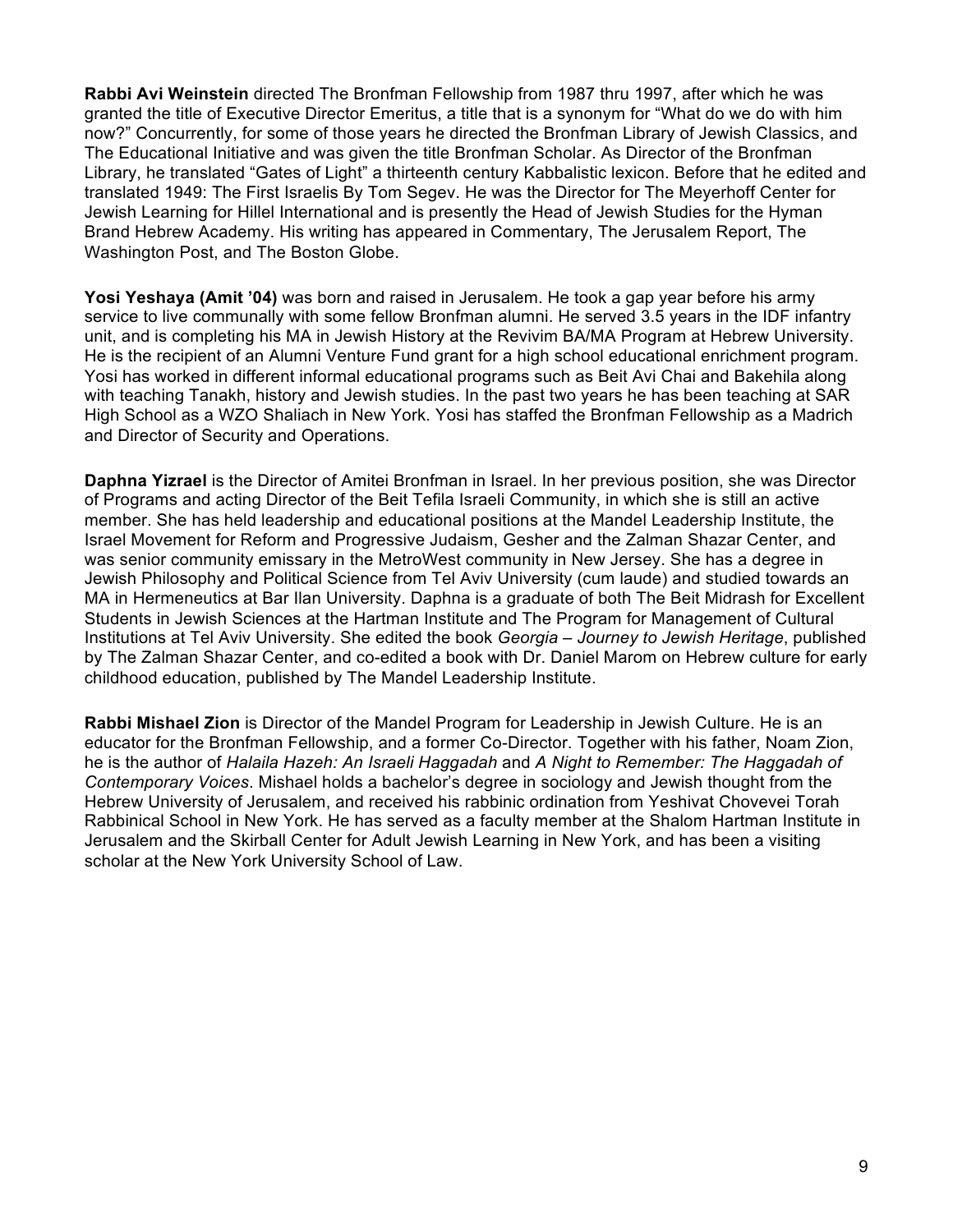**Rabbi Avi Weinstein** directed The Bronfman Fellowship from 1987 thru 1997, after which he was granted the title of Executive Director Emeritus, a title that is a synonym for "What do we do with him now?" Concurrently, for some of those years he directed the Bronfman Library of Jewish Classics, and The Educational Initiative and was given the title Bronfman Scholar. As Director of the Bronfman Library, he translated "Gates of Light" a thirteenth century Kabbalistic lexicon. Before that he edited and translated 1949: The First Israelis By Tom Segev. He was the Director for The Meyerhoff Center for Jewish Learning for Hillel International and is presently the Head of Jewish Studies for the Hyman Brand Hebrew Academy. His writing has appeared in Commentary, The Jerusalem Report, The Washington Post, and The Boston Globe.

**Yosi Yeshaya (Amit '04)** was born and raised in Jerusalem. He took a gap year before his army service to live communally with some fellow Bronfman alumni. He served 3.5 years in the IDF infantry unit, and is completing his MA in Jewish History at the Revivim BA/MA Program at Hebrew University. He is the recipient of an Alumni Venture Fund grant for a high school educational enrichment program. Yosi has worked in different informal educational programs such as Beit Avi Chai and Bakehila along with teaching Tanakh, history and Jewish studies. In the past two years he has been teaching at SAR High School as a WZO Shaliach in New York. Yosi has staffed the Bronfman Fellowship as a Madrich and Director of Security and Operations.

**Daphna Yizrael** is the Director of Amitei Bronfman in Israel. In her previous position, she was Director of Programs and acting Director of the Beit Tefila Israeli Community, in which she is still an active member. She has held leadership and educational positions at the Mandel Leadership Institute, the Israel Movement for Reform and Progressive Judaism, Gesher and the Zalman Shazar Center, and was senior community emissary in the MetroWest community in New Jersey. She has a degree in Jewish Philosophy and Political Science from Tel Aviv University (cum laude) and studied towards an MA in Hermeneutics at Bar Ilan University. Daphna is a graduate of both The Beit Midrash for Excellent Students in Jewish Sciences at the Hartman Institute and The Program for Management of Cultural Institutions at Tel Aviv University. She edited the book *Georgia – Journey to Jewish Heritage*, published by The Zalman Shazar Center, and co-edited a book with Dr. Daniel Marom on Hebrew culture for early childhood education, published by The Mandel Leadership Institute.

**Rabbi Mishael Zion** is Director of the Mandel Program for Leadership in Jewish Culture. He is an educator for the Bronfman Fellowship, and a former Co-Director. Together with his father, Noam Zion, he is the author of *Halaila Hazeh: An Israeli Haggadah* and *A Night to Remember: The Haggadah of Contemporary Voices*. Mishael holds a bachelor's degree in sociology and Jewish thought from the Hebrew University of Jerusalem, and received his rabbinic ordination from Yeshivat Chovevei Torah Rabbinical School in New York. He has served as a faculty member at the Shalom Hartman Institute in Jerusalem and the Skirball Center for Adult Jewish Learning in New York, and has been a visiting scholar at the New York University School of Law.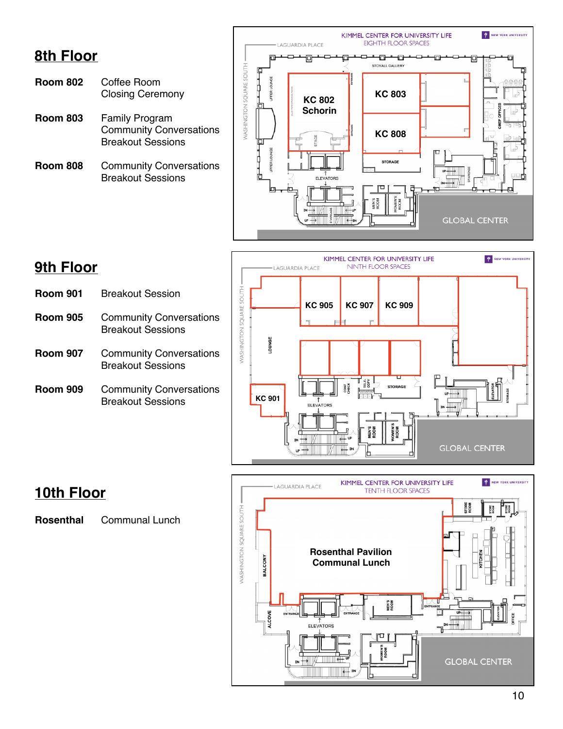## 8th Floor

**Room 802** Coffee Room
Closing Ceremony

**Room 803** Family Program
Community Conversations
Breakout Sessions

**Room 808** Community Conversations
Breakout Sessions

KIMMEL CENTER FOR UNIVERSITY LIFE
EIGHTH FLOOR SPACES

KC 802 Schorin

KC 803

KC 808

## 9th Floor

**Room 901** Breakout Session

**Room 905** Community Conversations
Breakout Sessions

**Room 907** Community Conversations
Breakout Sessions

**Room 909** Community Conversations
Breakout Sessions

KIMMEL CENTER FOR UNIVERSITY LIFE
NINTH FLOOR SPACES

KC 905

KC 907

KC 909

KC 901

## 10th Floor

**Rosenthal** Communal Lunch

KIMMEL CENTER FOR UNIVERSITY LIFE
TENTH FLOOR SPACES

Rosenthal Pavilion
Communal Lunch